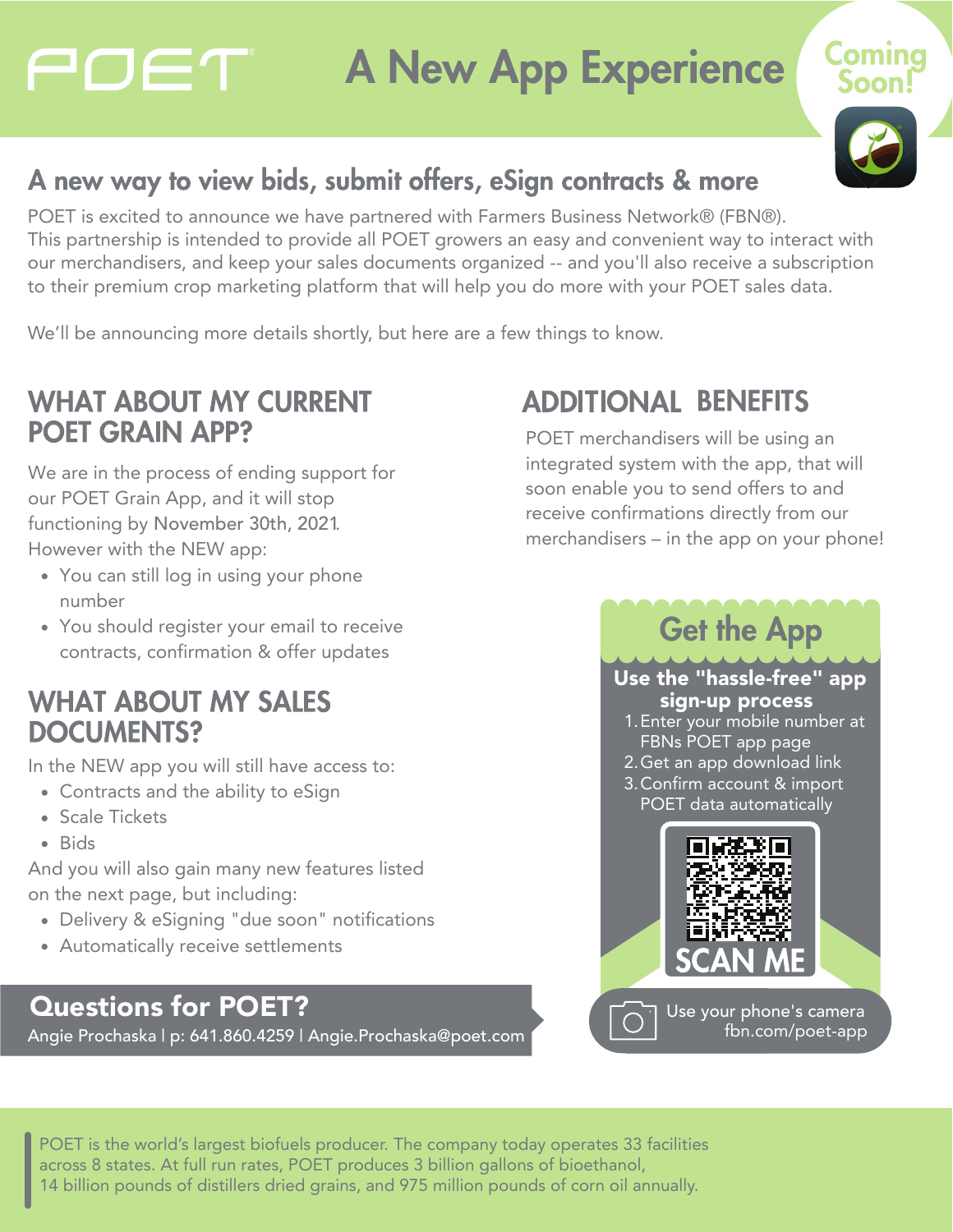POET

# A New App Experience

Coming Soon!

## A new way to view bids, submit offers, eSign contracts & more

POET is excited to announce we have partnered with Farmers Business Network® (FBN®). This partnership is intended to provide all POET growers an easy and convenient way to interact with our merchandisers, and keep your sales documents organized -- and you'll also receive a subscription to their premium crop marketing platform that will help you do more with your POET sales data.

We'll be announcing more details shortly, but here are a few things to know.

## WHAT ABOUT MY CURRENT POET GRAIN APP?

We are in the process of ending support for our POET Grain App, and it will stop functioning by November 30th, 2021. However with the NEW app:

- You can still log in using your phone number
- You should register your email to receive contracts, confirmation & offer updates

## WHAT ABOUT MY SALES DOCUMENTS?

In the NEW app you will still have access to:

- Contracts and the ability to eSign
- Scale Tickets
- Bids

And you will also gain many new features listed on the next page, but including:

- Delivery & eSigning "due soon" notifications
- Automatically receive settlements

## ADDITIONAL BENEFITS

POET merchandisers will be using an integrated system with the app, that will soon enable you to send offers to and receive confirmations directly from our merchandisers – in the app on your phone!

## Get the App

**Use the "hassle-free" app sign-up process**

1. Enter your mobile number at FBNs POET app page
2. Get an app download link
3. Confirm account & import POET data automatically

SCAN ME

Use your phone's camera
fbn.com/poet-app

## Questions for POET?

Angie Prochaska | p: 641.860.4259 | Angie.Prochaska@poet.com

POET is the world's largest biofuels producer. The company today operates 33 facilities across 8 states. At full run rates, POET produces 3 billion gallons of bioethanol, 14 billion pounds of distillers dried grains, and 975 million pounds of corn oil annually.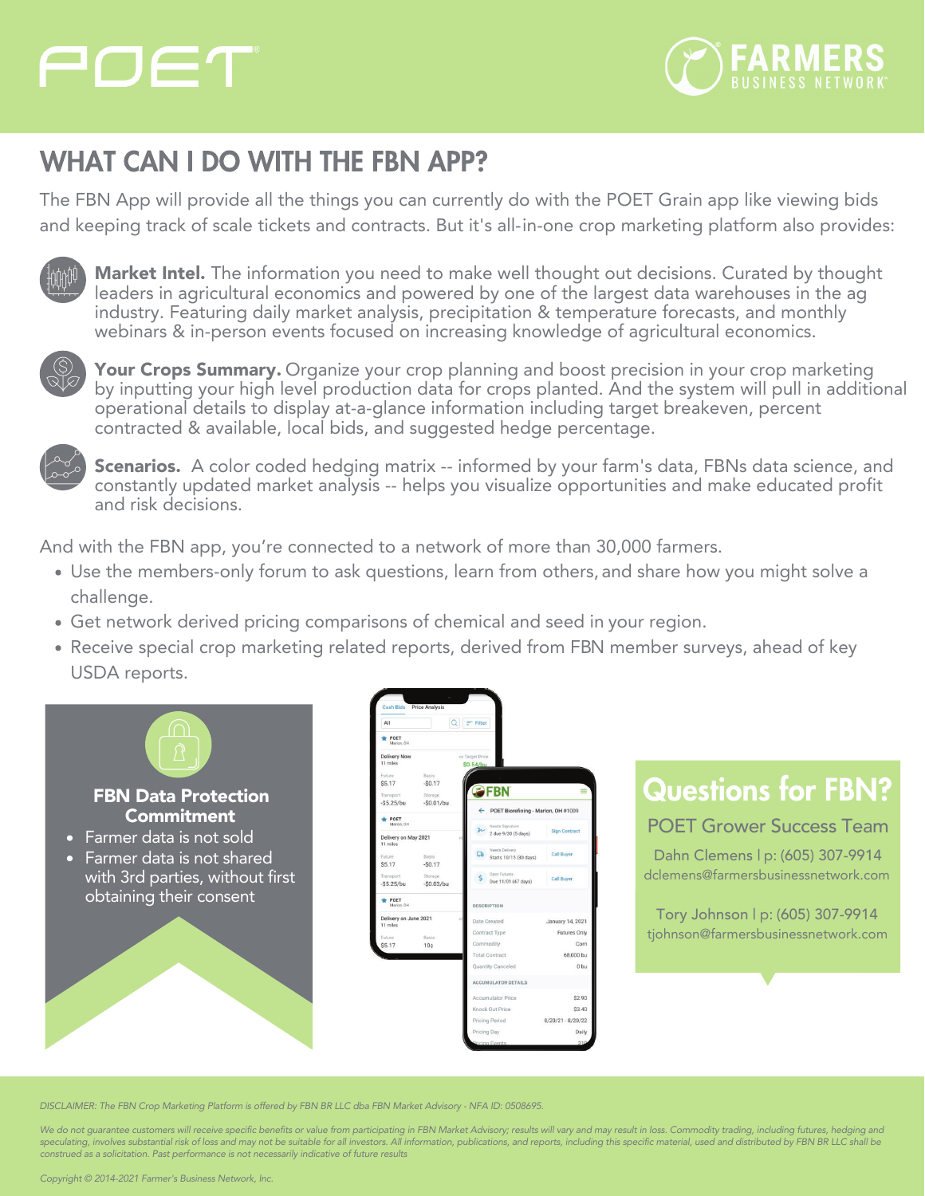POET

FARMERS BUSINESS NETWORK

# WHAT CAN I DO WITH THE FBN APP?

The FBN App will provide all the things you can currently do with the POET Grain app like viewing bids and keeping track of scale tickets and contracts. But it's all-in-one crop marketing platform also provides:

**Market Intel.** The information you need to make well thought out decisions. Curated by thought leaders in agricultural economics and powered by one of the largest data warehouses in the ag industry. Featuring daily market analysis, precipitation & temperature forecasts, and monthly webinars & in-person events focused on increasing knowledge of agricultural economics.

**Your Crops Summary.** Organize your crop planning and boost precision in your crop marketing by inputting your high level production data for crops planted. And the system will pull in additional operational details to display at-a-glance information including target breakeven, percent contracted & available, local bids, and suggested hedge percentage.

**Scenarios.** A color coded hedging matrix -- informed by your farm's data, FBNs data science, and constantly updated market analysis -- helps you visualize opportunities and make educated profit and risk decisions.

And with the FBN app, you're connected to a network of more than 30,000 farmers.

- Use the members-only forum to ask questions, learn from others, and share how you might solve a challenge.
- Get network derived pricing comparisons of chemical and seed in your region.
- Receive special crop marketing related reports, derived from FBN member surveys, ahead of key USDA reports.

## FBN Data Protection Commitment

- Farmer data is not sold
- Farmer data is not shared with 3rd parties, without first obtaining their consent

## Questions for FBN?

POET Grower Success Team

Dahn Clemens | p: (605) 307-9914
dclemens@farmersbusinessnetwork.com

Tory Johnson | p: (605) 307-9914
tjohnson@farmersbusinessnetwork.com

*DISCLAIMER: The FBN Crop Marketing Platform is offered by FBN BR LLC dba FBN Market Advisory - NFA ID: 0508695.*

*We do not guarantee customers will receive specific benefits or value from participating in FBN Market Advisory; results will vary and may result in loss. Commodity trading, including futures, hedging and speculating, involves substantial risk of loss and may not be suitable for all investors. All information, publications, and reports, including this specific material, used and distributed by FBN BR LLC shall be construed as a solicitation. Past performance is not necessarily indicative of future results*

*Copyright © 2014-2021 Farmer's Business Network, Inc.*